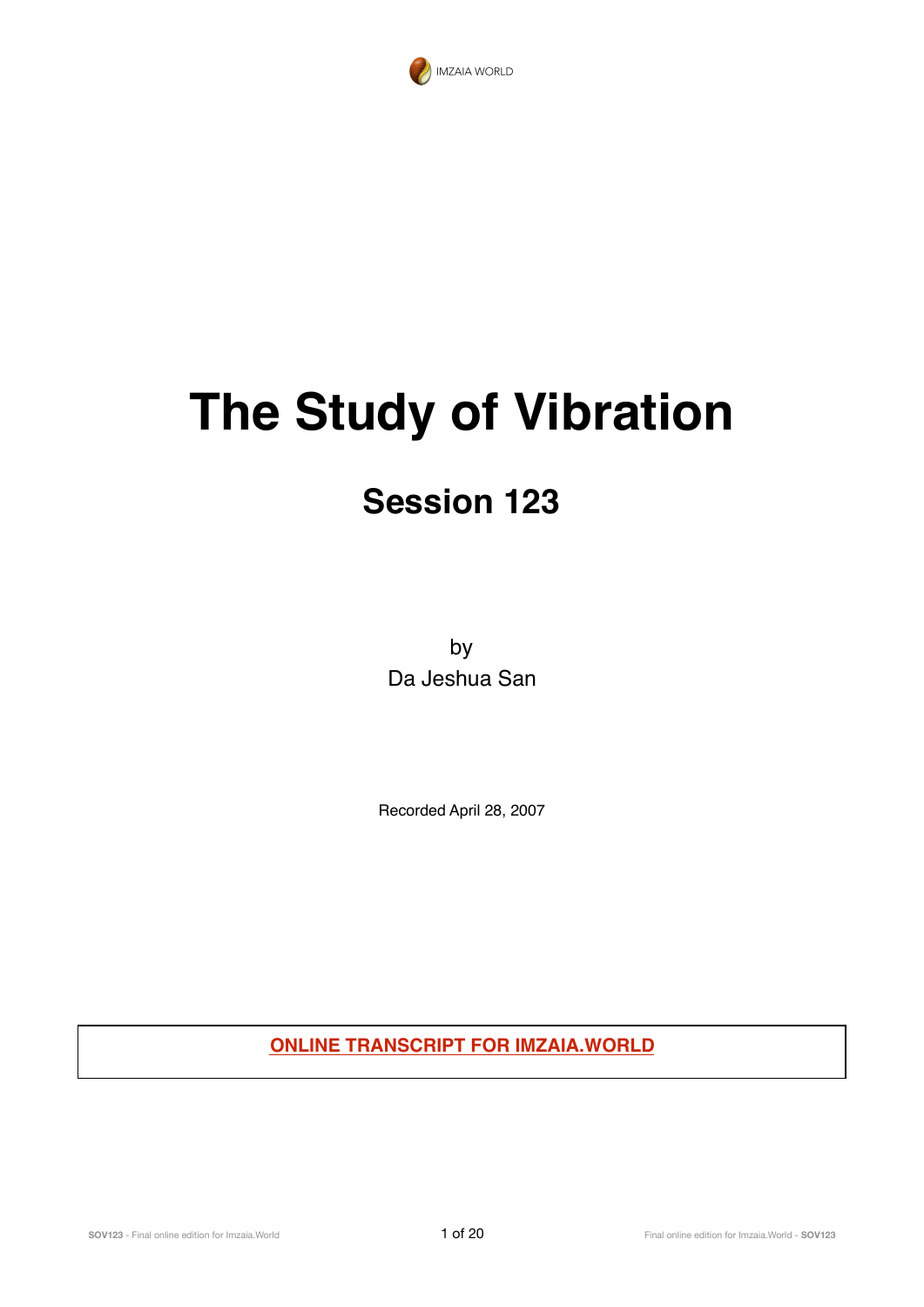IMZAIA WORLD

# The Study of Vibration

## Session 123

by
Da Jeshua San

Recorded April 28, 2007

**ONLINE TRANSCRIPT FOR IMZAIA.WORLD**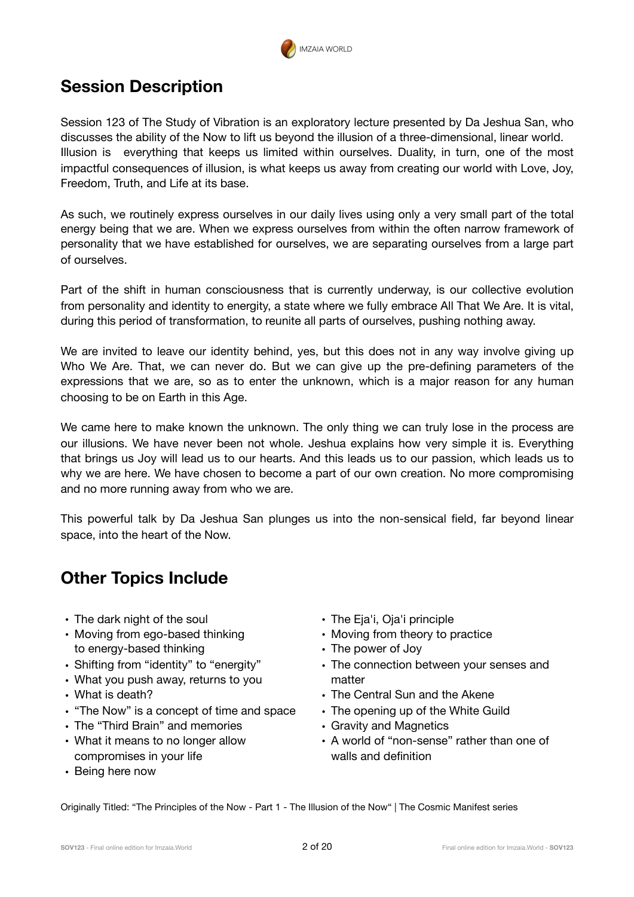## Session Description

Session 123 of The Study of Vibration is an exploratory lecture presented by Da Jeshua San, who discusses the ability of the Now to lift us beyond the illusion of a three-dimensional, linear world. Illusion is everything that keeps us limited within ourselves. Duality, in turn, one of the most impactful consequences of illusion, is what keeps us away from creating our world with Love, Joy, Freedom, Truth, and Life at its base.

As such, we routinely express ourselves in our daily lives using only a very small part of the total energy being that we are. When we express ourselves from within the often narrow framework of personality that we have established for ourselves, we are separating ourselves from a large part of ourselves.

Part of the shift in human consciousness that is currently underway, is our collective evolution from personality and identity to energity, a state where we fully embrace All That We Are. It is vital, during this period of transformation, to reunite all parts of ourselves, pushing nothing away.

We are invited to leave our identity behind, yes, but this does not in any way involve giving up Who We Are. That, we can never do. But we can give up the pre-defining parameters of the expressions that we are, so as to enter the unknown, which is a major reason for any human choosing to be on Earth in this Age.

We came here to make known the unknown. The only thing we can truly lose in the process are our illusions. We have never been not whole. Jeshua explains how very simple it is. Everything that brings us Joy will lead us to our hearts. And this leads us to our passion, which leads us to why we are here. We have chosen to become a part of our own creation. No more compromising and no more running away from who we are.

This powerful talk by Da Jeshua San plunges us into the non-sensical field, far beyond linear space, into the heart of the Now.

## Other Topics Include

- The dark night of the soul
- Moving from ego-based thinking to energy-based thinking
- Shifting from "identity" to "energity"
- What you push away, returns to you
- What is death?
- "The Now" is a concept of time and space
- The "Third Brain" and memories
- What it means to no longer allow compromises in your life
- Being here now
- The Eja'i, Oja'i principle
- Moving from theory to practice
- The power of Joy
- The connection between your senses and matter
- The Central Sun and the Akene
- The opening up of the White Guild
- Gravity and Magnetics
- A world of "non-sense" rather than one of walls and definition

Originally Titled: "The Principles of the Now - Part 1 - The Illusion of the Now" | The Cosmic Manifest series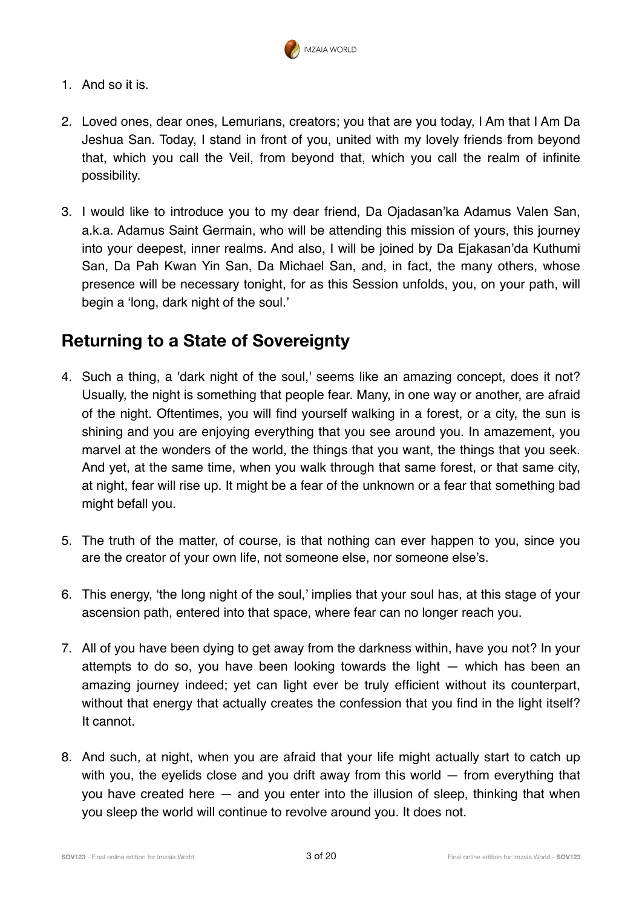1. And so it is.

2. Loved ones, dear ones, Lemurians, creators; you that are you today, I Am that I Am Da Jeshua San. Today, I stand in front of you, united with my lovely friends from beyond that, which you call the Veil, from beyond that, which you call the realm of infinite possibility.

3. I would like to introduce you to my dear friend, Da Ojadasan'ka Adamus Valen San, a.k.a. Adamus Saint Germain, who will be attending this mission of yours, this journey into your deepest, inner realms. And also, I will be joined by Da Ejakasan'da Kuthumi San, Da Pah Kwan Yin San, Da Michael San, and, in fact, the many others, whose presence will be necessary tonight, for as this Session unfolds, you, on your path, will begin a 'long, dark night of the soul.'

## Returning to a State of Sovereignty

4. Such a thing, a 'dark night of the soul,' seems like an amazing concept, does it not? Usually, the night is something that people fear. Many, in one way or another, are afraid of the night. Oftentimes, you will find yourself walking in a forest, or a city, the sun is shining and you are enjoying everything that you see around you. In amazement, you marvel at the wonders of the world, the things that you want, the things that you seek. And yet, at the same time, when you walk through that same forest, or that same city, at night, fear will rise up. It might be a fear of the unknown or a fear that something bad might befall you.

5. The truth of the matter, of course, is that nothing can ever happen to you, since you are the creator of your own life, not someone else, nor someone else's.

6. This energy, 'the long night of the soul,' implies that your soul has, at this stage of your ascension path, entered into that space, where fear can no longer reach you.

7. All of you have been dying to get away from the darkness within, have you not? In your attempts to do so, you have been looking towards the light — which has been an amazing journey indeed; yet can light ever be truly efficient without its counterpart, without that energy that actually creates the confession that you find in the light itself? It cannot.

8. And such, at night, when you are afraid that your life might actually start to catch up with you, the eyelids close and you drift away from this world — from everything that you have created here — and you enter into the illusion of sleep, thinking that when you sleep the world will continue to revolve around you. It does not.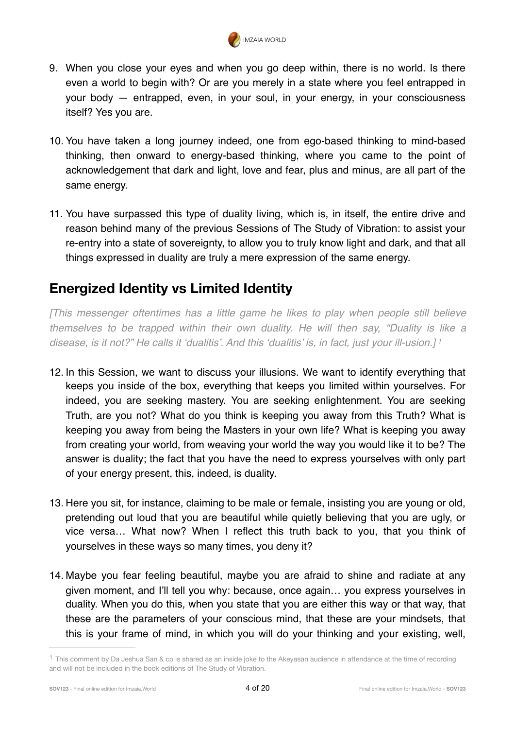9. When you close your eyes and when you go deep within, there is no world. Is there even a world to begin with? Or are you merely in a state where you feel entrapped in your body — entrapped, even, in your soul, in your energy, in your consciousness itself? Yes you are.

10. You have taken a long journey indeed, one from ego-based thinking to mind-based thinking, then onward to energy-based thinking, where you came to the point of acknowledgement that dark and light, love and fear, plus and minus, are all part of the same energy.

11. You have surpassed this type of duality living, which is, in itself, the entire drive and reason behind many of the previous Sessions of The Study of Vibration: to assist your re-entry into a state of sovereignty, to allow you to truly know light and dark, and that all things expressed in duality are truly a mere expression of the same energy.

## Energized Identity vs Limited Identity

*[This messenger oftentimes has a little game he likes to play when people still believe themselves to be trapped within their own duality. He will then say, "Duality is like a disease, is it not?" He calls it 'dualitis'. And this 'dualitis' is, in fact, just your ill-usion.]* [1]

12. In this Session, we want to discuss your illusions. We want to identify everything that keeps you inside of the box, everything that keeps you limited within yourselves. For indeed, you are seeking mastery. You are seeking enlightenment. You are seeking Truth, are you not? What do you think is keeping you away from this Truth? What is keeping you away from being the Masters in your own life? What is keeping you away from creating your world, from weaving your world the way you would like it to be? The answer is duality; the fact that you have the need to express yourselves with only part of your energy present, this, indeed, is duality.

13. Here you sit, for instance, claiming to be male or female, insisting you are young or old, pretending out loud that you are beautiful while quietly believing that you are ugly, or vice versa… What now? When I reflect this truth back to you, that you think of yourselves in these ways so many times, you deny it?

14. Maybe you fear feeling beautiful, maybe you are afraid to shine and radiate at any given moment, and I'll tell you why: because, once again… you express yourselves in duality. When you do this, when you state that you are either this way or that way, that these are the parameters of your conscious mind, that these are your mindsets, that this is your frame of mind, in which you will do your thinking and your existing, well,

---

[1] This comment by Da Jeshua San & co is shared as an inside joke to the Akeyasan audience in attendance at the time of recording and will not be included in the book editions of The Study of Vibration.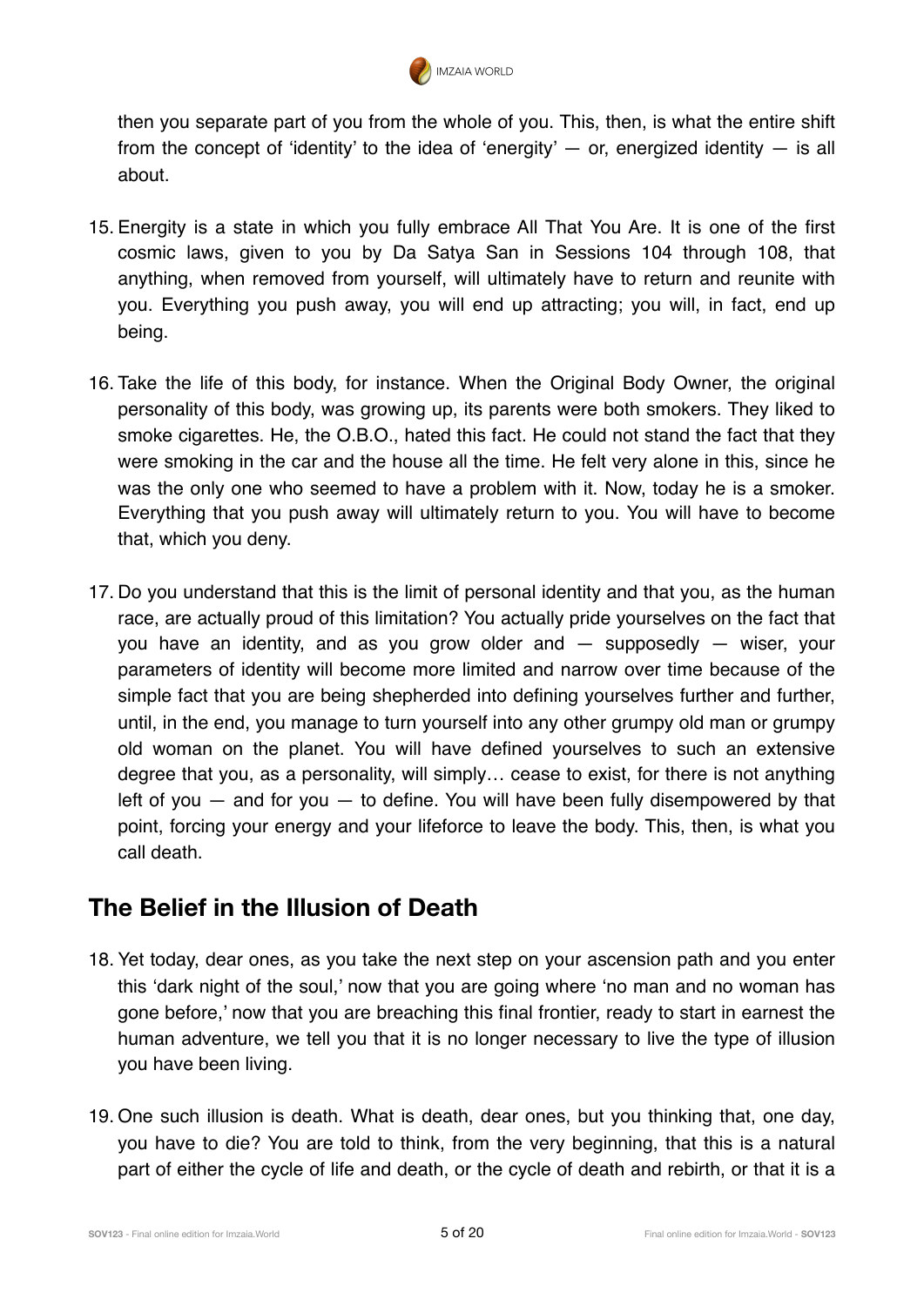then you separate part of you from the whole of you. This, then, is what the entire shift from the concept of 'identity' to the idea of 'energity' — or, energized identity — is all about.

15. Energity is a state in which you fully embrace All That You Are. It is one of the first cosmic laws, given to you by Da Satya San in Sessions 104 through 108, that anything, when removed from yourself, will ultimately have to return and reunite with you. Everything you push away, you will end up attracting; you will, in fact, end up being.

16. Take the life of this body, for instance. When the Original Body Owner, the original personality of this body, was growing up, its parents were both smokers. They liked to smoke cigarettes. He, the O.B.O., hated this fact. He could not stand the fact that they were smoking in the car and the house all the time. He felt very alone in this, since he was the only one who seemed to have a problem with it. Now, today he is a smoker. Everything that you push away will ultimately return to you. You will have to become that, which you deny.

17. Do you understand that this is the limit of personal identity and that you, as the human race, are actually proud of this limitation? You actually pride yourselves on the fact that you have an identity, and as you grow older and — supposedly — wiser, your parameters of identity will become more limited and narrow over time because of the simple fact that you are being shepherded into defining yourselves further and further, until, in the end, you manage to turn yourself into any other grumpy old man or grumpy old woman on the planet. You will have defined yourselves to such an extensive degree that you, as a personality, will simply… cease to exist, for there is not anything left of you — and for you — to define. You will have been fully disempowered by that point, forcing your energy and your lifeforce to leave the body. This, then, is what you call death.

## The Belief in the Illusion of Death

18. Yet today, dear ones, as you take the next step on your ascension path and you enter this 'dark night of the soul,' now that you are going where 'no man and no woman has gone before,' now that you are breaching this final frontier, ready to start in earnest the human adventure, we tell you that it is no longer necessary to live the type of illusion you have been living.

19. One such illusion is death. What is death, dear ones, but you thinking that, one day, you have to die? You are told to think, from the very beginning, that this is a natural part of either the cycle of life and death, or the cycle of death and rebirth, or that it is a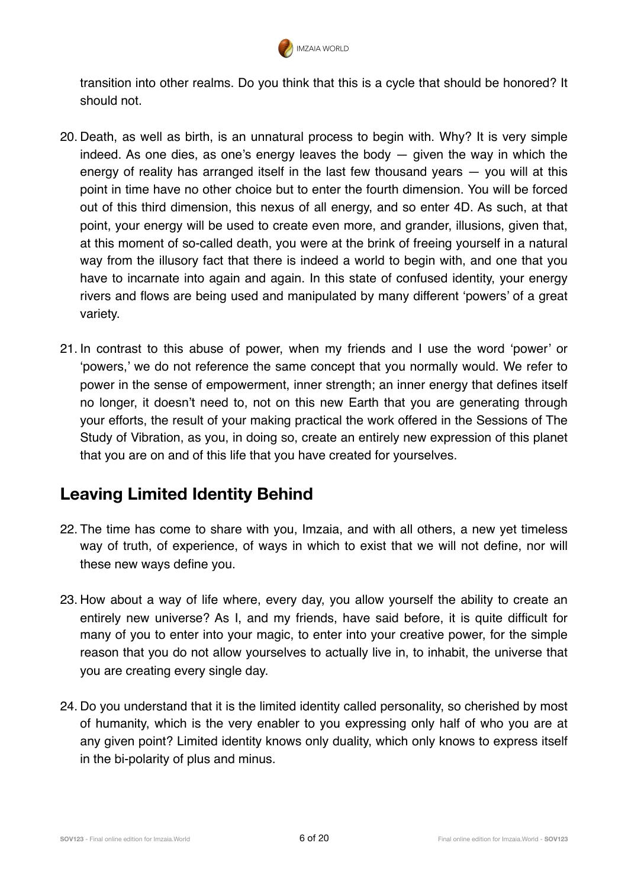transition into other realms. Do you think that this is a cycle that should be honored? It should not.

20. Death, as well as birth, is an unnatural process to begin with. Why? It is very simple indeed. As one dies, as one's energy leaves the body — given the way in which the energy of reality has arranged itself in the last few thousand years — you will at this point in time have no other choice but to enter the fourth dimension. You will be forced out of this third dimension, this nexus of all energy, and so enter 4D. As such, at that point, your energy will be used to create even more, and grander, illusions, given that, at this moment of so-called death, you were at the brink of freeing yourself in a natural way from the illusory fact that there is indeed a world to begin with, and one that you have to incarnate into again and again. In this state of confused identity, your energy rivers and flows are being used and manipulated by many different 'powers' of a great variety.

21. In contrast to this abuse of power, when my friends and I use the word 'power' or 'powers,' we do not reference the same concept that you normally would. We refer to power in the sense of empowerment, inner strength; an inner energy that defines itself no longer, it doesn't need to, not on this new Earth that you are generating through your efforts, the result of your making practical the work offered in the Sessions of The Study of Vibration, as you, in doing so, create an entirely new expression of this planet that you are on and of this life that you have created for yourselves.

## Leaving Limited Identity Behind

22. The time has come to share with you, Imzaia, and with all others, a new yet timeless way of truth, of experience, of ways in which to exist that we will not define, nor will these new ways define you.

23. How about a way of life where, every day, you allow yourself the ability to create an entirely new universe? As I, and my friends, have said before, it is quite difficult for many of you to enter into your magic, to enter into your creative power, for the simple reason that you do not allow yourselves to actually live in, to inhabit, the universe that you are creating every single day.

24. Do you understand that it is the limited identity called personality, so cherished by most of humanity, which is the very enabler to you expressing only half of who you are at any given point? Limited identity knows only duality, which only knows to express itself in the bi-polarity of plus and minus.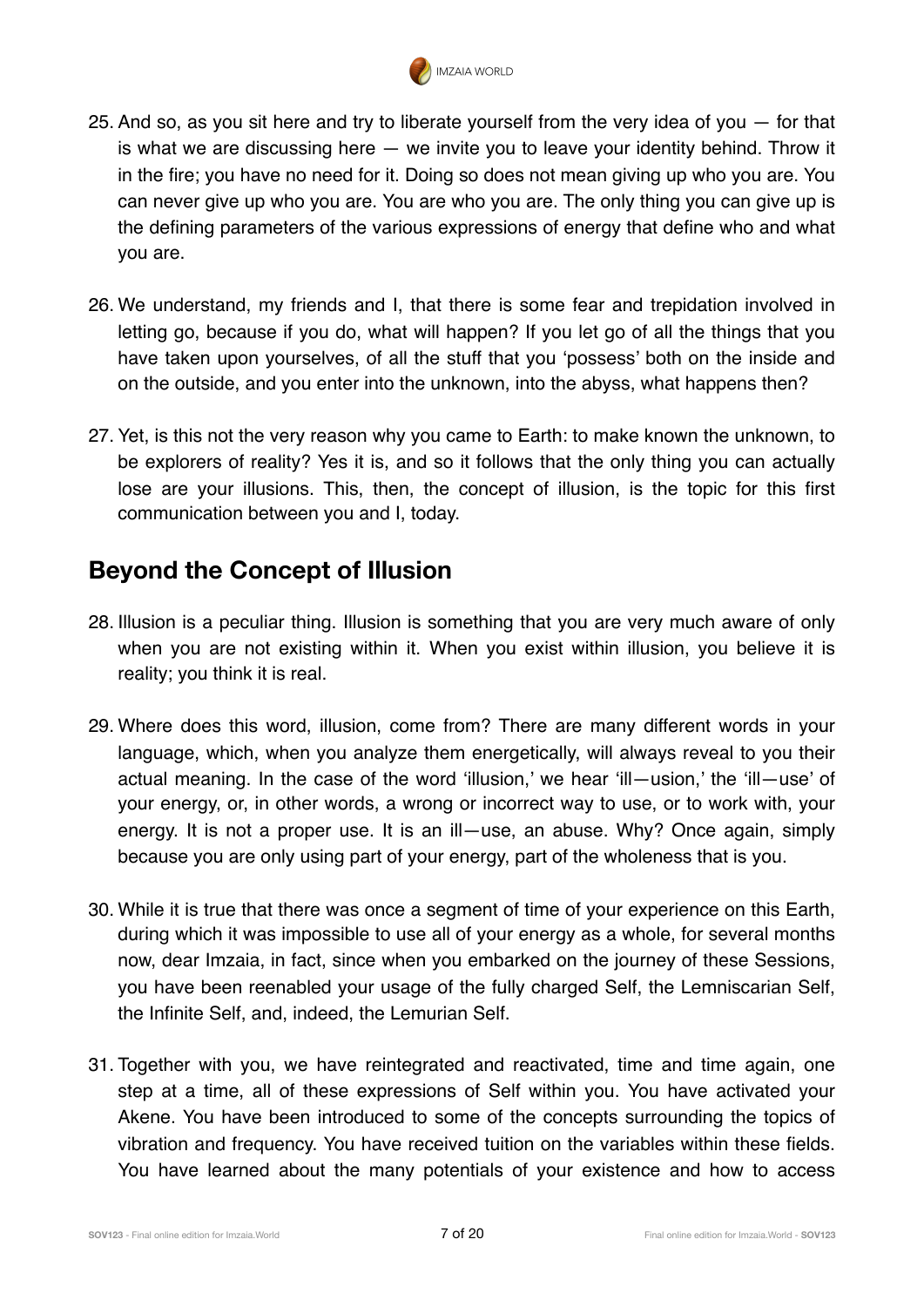25. And so, as you sit here and try to liberate yourself from the very idea of you — for that is what we are discussing here — we invite you to leave your identity behind. Throw it in the fire; you have no need for it. Doing so does not mean giving up who you are. You can never give up who you are. You are who you are. The only thing you can give up is the defining parameters of the various expressions of energy that define who and what you are.

26. We understand, my friends and I, that there is some fear and trepidation involved in letting go, because if you do, what will happen? If you let go of all the things that you have taken upon yourselves, of all the stuff that you 'possess' both on the inside and on the outside, and you enter into the unknown, into the abyss, what happens then?

27. Yet, is this not the very reason why you came to Earth: to make known the unknown, to be explorers of reality? Yes it is, and so it follows that the only thing you can actually lose are your illusions. This, then, the concept of illusion, is the topic for this first communication between you and I, today.

## Beyond the Concept of Illusion

28. Illusion is a peculiar thing. Illusion is something that you are very much aware of only when you are not existing within it. When you exist within illusion, you believe it is reality; you think it is real.

29. Where does this word, illusion, come from? There are many different words in your language, which, when you analyze them energetically, will always reveal to you their actual meaning. In the case of the word 'illusion,' we hear 'ill—usion,' the 'ill—use' of your energy, or, in other words, a wrong or incorrect way to use, or to work with, your energy. It is not a proper use. It is an ill—use, an abuse. Why? Once again, simply because you are only using part of your energy, part of the wholeness that is you.

30. While it is true that there was once a segment of time of your experience on this Earth, during which it was impossible to use all of your energy as a whole, for several months now, dear Imzaia, in fact, since when you embarked on the journey of these Sessions, you have been reenabled your usage of the fully charged Self, the Lemniscarian Self, the Infinite Self, and, indeed, the Lemurian Self.

31. Together with you, we have reintegrated and reactivated, time and time again, one step at a time, all of these expressions of Self within you. You have activated your Akene. You have been introduced to some of the concepts surrounding the topics of vibration and frequency. You have received tuition on the variables within these fields. You have learned about the many potentials of your existence and how to access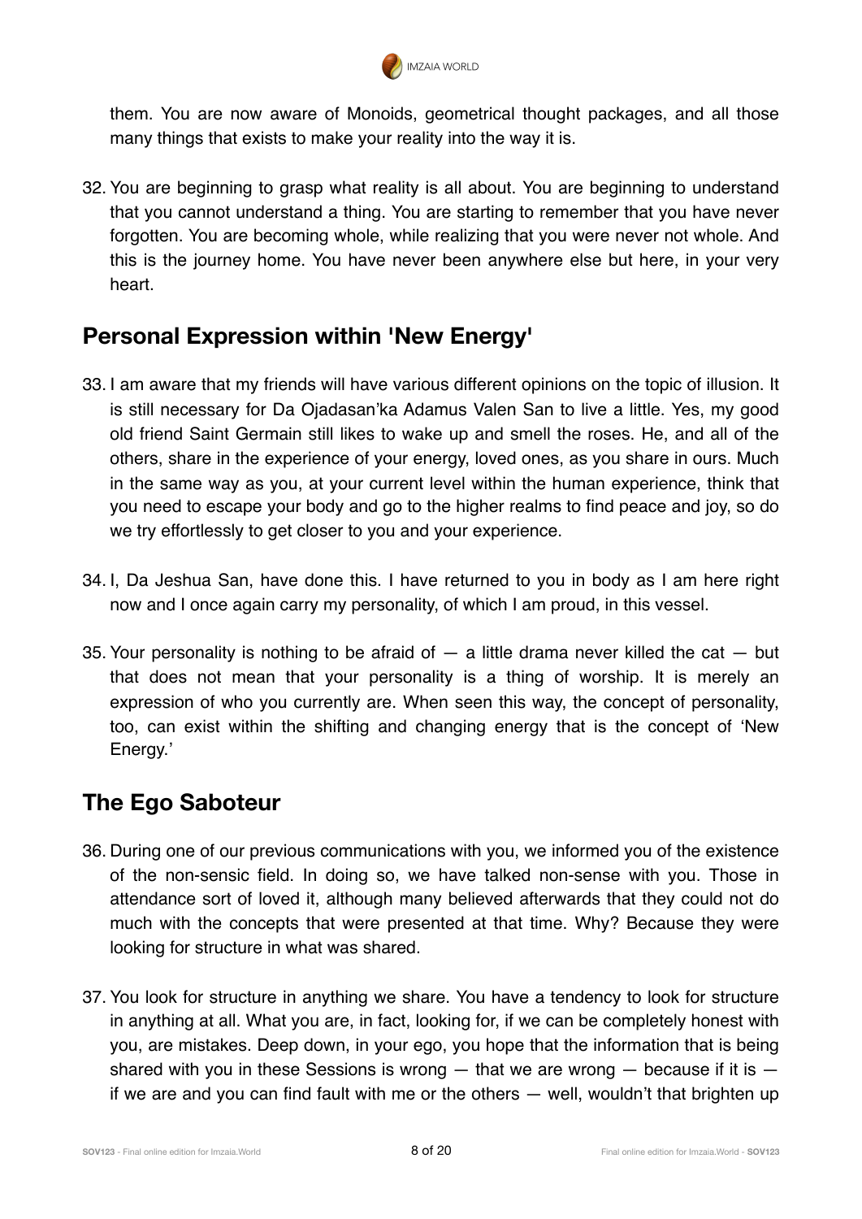them. You are now aware of Monoids, geometrical thought packages, and all those many things that exists to make your reality into the way it is.

32. You are beginning to grasp what reality is all about. You are beginning to understand that you cannot understand a thing. You are starting to remember that you have never forgotten. You are becoming whole, while realizing that you were never not whole. And this is the journey home. You have never been anywhere else but here, in your very heart.

## Personal Expression within 'New Energy'

33. I am aware that my friends will have various different opinions on the topic of illusion. It is still necessary for Da Ojadasan'ka Adamus Valen San to live a little. Yes, my good old friend Saint Germain still likes to wake up and smell the roses. He, and all of the others, share in the experience of your energy, loved ones, as you share in ours. Much in the same way as you, at your current level within the human experience, think that you need to escape your body and go to the higher realms to find peace and joy, so do we try effortlessly to get closer to you and your experience.

34. I, Da Jeshua San, have done this. I have returned to you in body as I am here right now and I once again carry my personality, of which I am proud, in this vessel.

35. Your personality is nothing to be afraid of — a little drama never killed the cat — but that does not mean that your personality is a thing of worship. It is merely an expression of who you currently are. When seen this way, the concept of personality, too, can exist within the shifting and changing energy that is the concept of 'New Energy.'

## The Ego Saboteur

36. During one of our previous communications with you, we informed you of the existence of the non-sensic field. In doing so, we have talked non-sense with you. Those in attendance sort of loved it, although many believed afterwards that they could not do much with the concepts that were presented at that time. Why? Because they were looking for structure in what was shared.

37. You look for structure in anything we share. You have a tendency to look for structure in anything at all. What you are, in fact, looking for, if we can be completely honest with you, are mistakes. Deep down, in your ego, you hope that the information that is being shared with you in these Sessions is wrong — that we are wrong — because if it is — if we are and you can find fault with me or the others — well, wouldn't that brighten up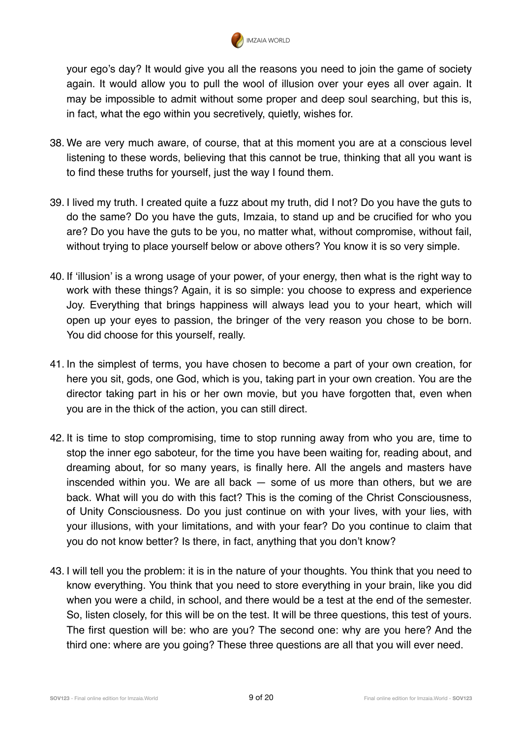your ego's day? It would give you all the reasons you need to join the game of society again. It would allow you to pull the wool of illusion over your eyes all over again. It may be impossible to admit without some proper and deep soul searching, but this is, in fact, what the ego within you secretively, quietly, wishes for.

38. We are very much aware, of course, that at this moment you are at a conscious level listening to these words, believing that this cannot be true, thinking that all you want is to find these truths for yourself, just the way I found them.

39. I lived my truth. I created quite a fuzz about my truth, did I not? Do you have the guts to do the same? Do you have the guts, Imzaia, to stand up and be crucified for who you are? Do you have the guts to be you, no matter what, without compromise, without fail, without trying to place yourself below or above others? You know it is so very simple.

40. If 'illusion' is a wrong usage of your power, of your energy, then what is the right way to work with these things? Again, it is so simple: you choose to express and experience Joy. Everything that brings happiness will always lead you to your heart, which will open up your eyes to passion, the bringer of the very reason you chose to be born. You did choose for this yourself, really.

41. In the simplest of terms, you have chosen to become a part of your own creation, for here you sit, gods, one God, which is you, taking part in your own creation. You are the director taking part in his or her own movie, but you have forgotten that, even when you are in the thick of the action, you can still direct.

42. It is time to stop compromising, time to stop running away from who you are, time to stop the inner ego saboteur, for the time you have been waiting for, reading about, and dreaming about, for so many years, is finally here. All the angels and masters have inscended within you. We are all back — some of us more than others, but we are back. What will you do with this fact? This is the coming of the Christ Consciousness, of Unity Consciousness. Do you just continue on with your lives, with your lies, with your illusions, with your limitations, and with your fear? Do you continue to claim that you do not know better? Is there, in fact, anything that you don't know?

43. I will tell you the problem: it is in the nature of your thoughts. You think that you need to know everything. You think that you need to store everything in your brain, like you did when you were a child, in school, and there would be a test at the end of the semester. So, listen closely, for this will be on the test. It will be three questions, this test of yours. The first question will be: who are you? The second one: why are you here? And the third one: where are you going? These three questions are all that you will ever need.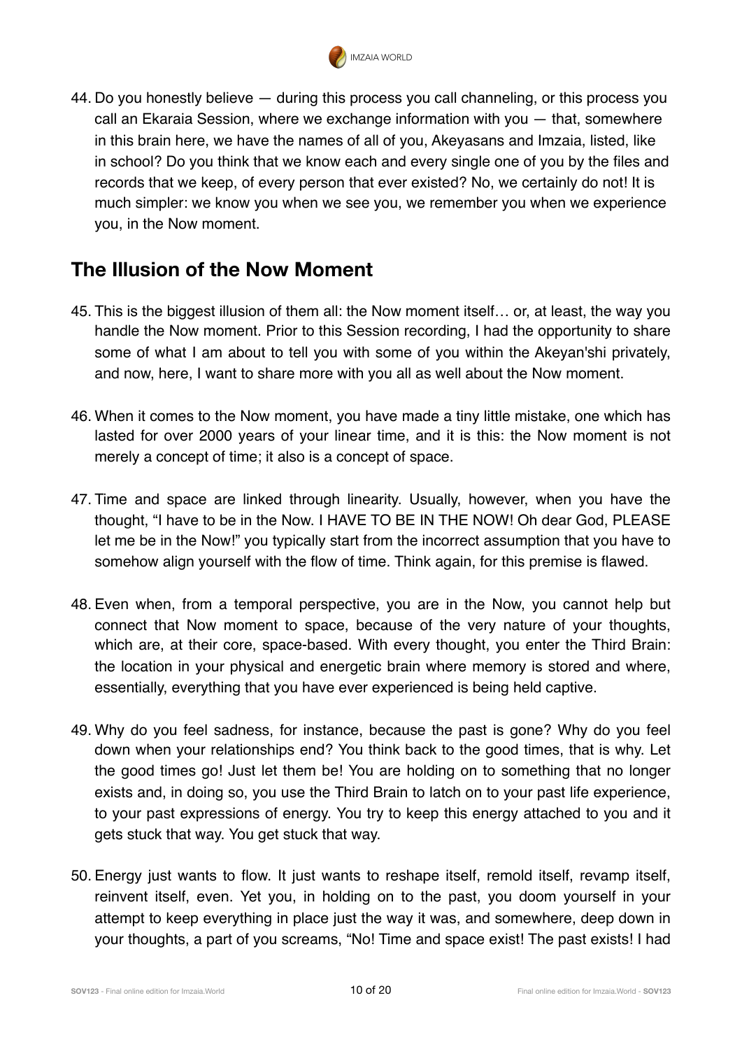44. Do you honestly believe — during this process you call channeling, or this process you call an Ekaraia Session, where we exchange information with you — that, somewhere in this brain here, we have the names of all of you, Akeyasans and Imzaia, listed, like in school? Do you think that we know each and every single one of you by the files and records that we keep, of every person that ever existed? No, we certainly do not! It is much simpler: we know you when we see you, we remember you when we experience you, in the Now moment.

## The Illusion of the Now Moment

45. This is the biggest illusion of them all: the Now moment itself… or, at least, the way you handle the Now moment. Prior to this Session recording, I had the opportunity to share some of what I am about to tell you with some of you within the Akeyan'shi privately, and now, here, I want to share more with you all as well about the Now moment.

46. When it comes to the Now moment, you have made a tiny little mistake, one which has lasted for over 2000 years of your linear time, and it is this: the Now moment is not merely a concept of time; it also is a concept of space.

47. Time and space are linked through linearity. Usually, however, when you have the thought, "I have to be in the Now. I HAVE TO BE IN THE NOW! Oh dear God, PLEASE let me be in the Now!" you typically start from the incorrect assumption that you have to somehow align yourself with the flow of time. Think again, for this premise is flawed.

48. Even when, from a temporal perspective, you are in the Now, you cannot help but connect that Now moment to space, because of the very nature of your thoughts, which are, at their core, space-based. With every thought, you enter the Third Brain: the location in your physical and energetic brain where memory is stored and where, essentially, everything that you have ever experienced is being held captive.

49. Why do you feel sadness, for instance, because the past is gone? Why do you feel down when your relationships end? You think back to the good times, that is why. Let the good times go! Just let them be! You are holding on to something that no longer exists and, in doing so, you use the Third Brain to latch on to your past life experience, to your past expressions of energy. You try to keep this energy attached to you and it gets stuck that way. You get stuck that way.

50. Energy just wants to flow. It just wants to reshape itself, remold itself, revamp itself, reinvent itself, even. Yet you, in holding on to the past, you doom yourself in your attempt to keep everything in place just the way it was, and somewhere, deep down in your thoughts, a part of you screams, "No! Time and space exist! The past exists! I had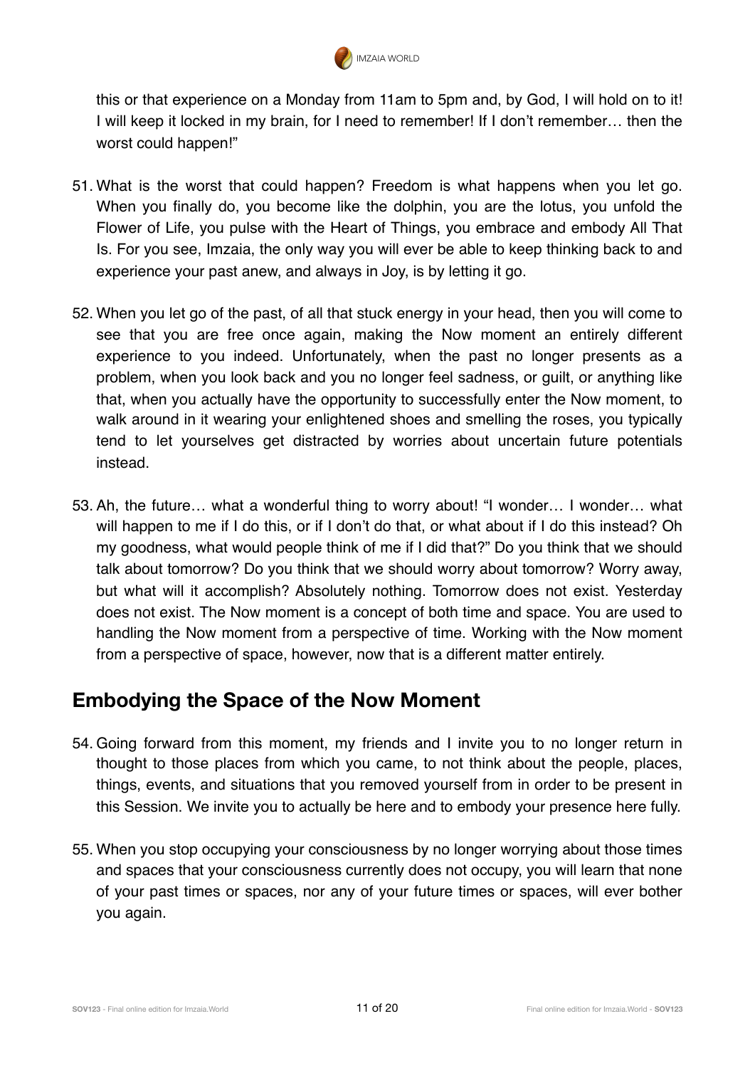this or that experience on a Monday from 11am to 5pm and, by God, I will hold on to it! I will keep it locked in my brain, for I need to remember! If I don't remember… then the worst could happen!"

51. What is the worst that could happen? Freedom is what happens when you let go. When you finally do, you become like the dolphin, you are the lotus, you unfold the Flower of Life, you pulse with the Heart of Things, you embrace and embody All That Is. For you see, Imzaia, the only way you will ever be able to keep thinking back to and experience your past anew, and always in Joy, is by letting it go.

52. When you let go of the past, of all that stuck energy in your head, then you will come to see that you are free once again, making the Now moment an entirely different experience to you indeed. Unfortunately, when the past no longer presents as a problem, when you look back and you no longer feel sadness, or guilt, or anything like that, when you actually have the opportunity to successfully enter the Now moment, to walk around in it wearing your enlightened shoes and smelling the roses, you typically tend to let yourselves get distracted by worries about uncertain future potentials instead.

53. Ah, the future… what a wonderful thing to worry about! "I wonder… I wonder… what will happen to me if I do this, or if I don't do that, or what about if I do this instead? Oh my goodness, what would people think of me if I did that?" Do you think that we should talk about tomorrow? Do you think that we should worry about tomorrow? Worry away, but what will it accomplish? Absolutely nothing. Tomorrow does not exist. Yesterday does not exist. The Now moment is a concept of both time and space. You are used to handling the Now moment from a perspective of time. Working with the Now moment from a perspective of space, however, now that is a different matter entirely.

## Embodying the Space of the Now Moment

54. Going forward from this moment, my friends and I invite you to no longer return in thought to those places from which you came, to not think about the people, places, things, events, and situations that you removed yourself from in order to be present in this Session. We invite you to actually be here and to embody your presence here fully.

55. When you stop occupying your consciousness by no longer worrying about those times and spaces that your consciousness currently does not occupy, you will learn that none of your past times or spaces, nor any of your future times or spaces, will ever bother you again.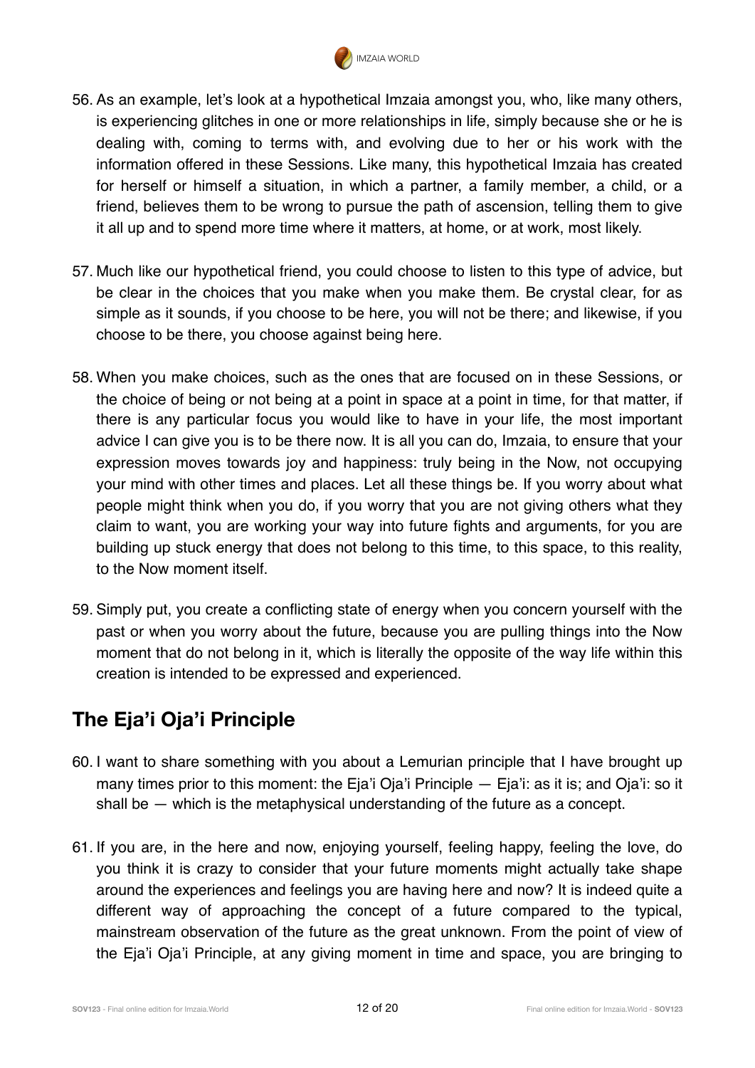56. As an example, let's look at a hypothetical Imzaia amongst you, who, like many others, is experiencing glitches in one or more relationships in life, simply because she or he is dealing with, coming to terms with, and evolving due to her or his work with the information offered in these Sessions. Like many, this hypothetical Imzaia has created for herself or himself a situation, in which a partner, a family member, a child, or a friend, believes them to be wrong to pursue the path of ascension, telling them to give it all up and to spend more time where it matters, at home, or at work, most likely.

57. Much like our hypothetical friend, you could choose to listen to this type of advice, but be clear in the choices that you make when you make them. Be crystal clear, for as simple as it sounds, if you choose to be here, you will not be there; and likewise, if you choose to be there, you choose against being here.

58. When you make choices, such as the ones that are focused on in these Sessions, or the choice of being or not being at a point in space at a point in time, for that matter, if there is any particular focus you would like to have in your life, the most important advice I can give you is to be there now. It is all you can do, Imzaia, to ensure that your expression moves towards joy and happiness: truly being in the Now, not occupying your mind with other times and places. Let all these things be. If you worry about what people might think when you do, if you worry that you are not giving others what they claim to want, you are working your way into future fights and arguments, for you are building up stuck energy that does not belong to this time, to this space, to this reality, to the Now moment itself.

59. Simply put, you create a conflicting state of energy when you concern yourself with the past or when you worry about the future, because you are pulling things into the Now moment that do not belong in it, which is literally the opposite of the way life within this creation is intended to be expressed and experienced.

## The Eja'i Oja'i Principle

60. I want to share something with you about a Lemurian principle that I have brought up many times prior to this moment: the Eja'i Oja'i Principle — Eja'i: as it is; and Oja'i: so it shall be — which is the metaphysical understanding of the future as a concept.

61. If you are, in the here and now, enjoying yourself, feeling happy, feeling the love, do you think it is crazy to consider that your future moments might actually take shape around the experiences and feelings you are having here and now? It is indeed quite a different way of approaching the concept of a future compared to the typical, mainstream observation of the future as the great unknown. From the point of view of the Eja'i Oja'i Principle, at any giving moment in time and space, you are bringing to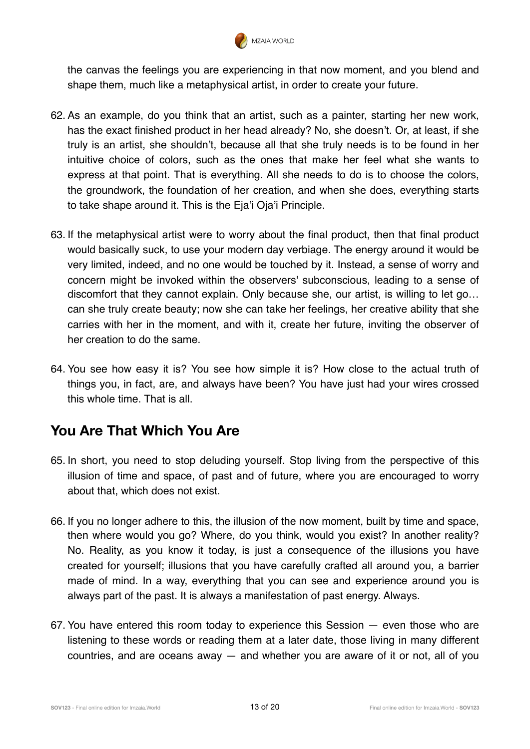the canvas the feelings you are experiencing in that now moment, and you blend and shape them, much like a metaphysical artist, in order to create your future.

62. As an example, do you think that an artist, such as a painter, starting her new work, has the exact finished product in her head already? No, she doesn't. Or, at least, if she truly is an artist, she shouldn't, because all that she truly needs is to be found in her intuitive choice of colors, such as the ones that make her feel what she wants to express at that point. That is everything. All she needs to do is to choose the colors, the groundwork, the foundation of her creation, and when she does, everything starts to take shape around it. This is the Eja'i Oja'i Principle.

63. If the metaphysical artist were to worry about the final product, then that final product would basically suck, to use your modern day verbiage. The energy around it would be very limited, indeed, and no one would be touched by it. Instead, a sense of worry and concern might be invoked within the observers' subconscious, leading to a sense of discomfort that they cannot explain. Only because she, our artist, is willing to let go… can she truly create beauty; now she can take her feelings, her creative ability that she carries with her in the moment, and with it, create her future, inviting the observer of her creation to do the same.

64. You see how easy it is? You see how simple it is? How close to the actual truth of things you, in fact, are, and always have been? You have just had your wires crossed this whole time. That is all.

## You Are That Which You Are

65. In short, you need to stop deluding yourself. Stop living from the perspective of this illusion of time and space, of past and of future, where you are encouraged to worry about that, which does not exist.

66. If you no longer adhere to this, the illusion of the now moment, built by time and space, then where would you go? Where, do you think, would you exist? In another reality? No. Reality, as you know it today, is just a consequence of the illusions you have created for yourself; illusions that you have carefully crafted all around you, a barrier made of mind. In a way, everything that you can see and experience around you is always part of the past. It is always a manifestation of past energy. Always.

67. You have entered this room today to experience this Session — even those who are listening to these words or reading them at a later date, those living in many different countries, and are oceans away — and whether you are aware of it or not, all of you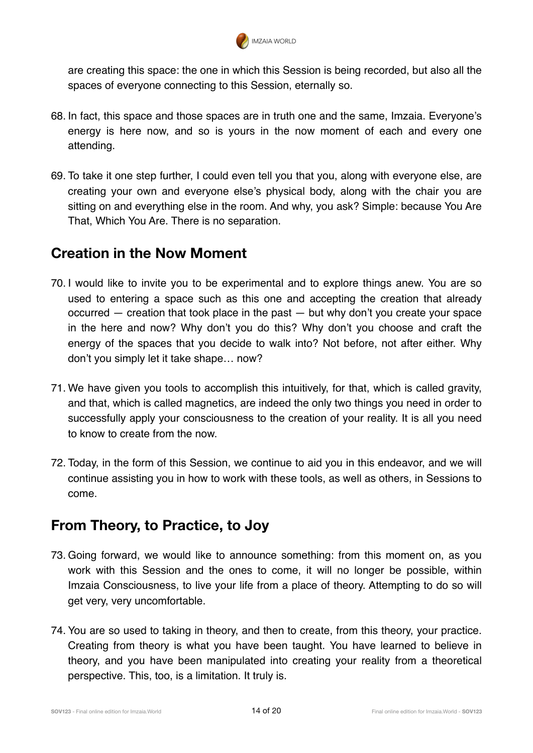are creating this space: the one in which this Session is being recorded, but also all the spaces of everyone connecting to this Session, eternally so.

68. In fact, this space and those spaces are in truth one and the same, Imzaia. Everyone's energy is here now, and so is yours in the now moment of each and every one attending.

69. To take it one step further, I could even tell you that you, along with everyone else, are creating your own and everyone else's physical body, along with the chair you are sitting on and everything else in the room. And why, you ask? Simple: because You Are That, Which You Are. There is no separation.

## Creation in the Now Moment

70. I would like to invite you to be experimental and to explore things anew. You are so used to entering a space such as this one and accepting the creation that already occurred — creation that took place in the past — but why don't you create your space in the here and now? Why don't you do this? Why don't you choose and craft the energy of the spaces that you decide to walk into? Not before, not after either. Why don't you simply let it take shape… now?

71. We have given you tools to accomplish this intuitively, for that, which is called gravity, and that, which is called magnetics, are indeed the only two things you need in order to successfully apply your consciousness to the creation of your reality. It is all you need to know to create from the now.

72. Today, in the form of this Session, we continue to aid you in this endeavor, and we will continue assisting you in how to work with these tools, as well as others, in Sessions to come.

## From Theory, to Practice, to Joy

73. Going forward, we would like to announce something: from this moment on, as you work with this Session and the ones to come, it will no longer be possible, within Imzaia Consciousness, to live your life from a place of theory. Attempting to do so will get very, very uncomfortable.

74. You are so used to taking in theory, and then to create, from this theory, your practice. Creating from theory is what you have been taught. You have learned to believe in theory, and you have been manipulated into creating your reality from a theoretical perspective. This, too, is a limitation. It truly is.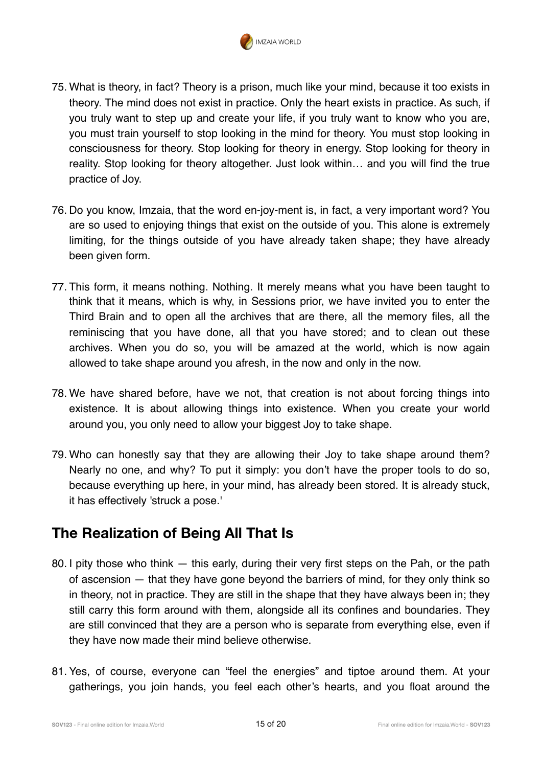75. What is theory, in fact? Theory is a prison, much like your mind, because it too exists in theory. The mind does not exist in practice. Only the heart exists in practice. As such, if you truly want to step up and create your life, if you truly want to know who you are, you must train yourself to stop looking in the mind for theory. You must stop looking in consciousness for theory. Stop looking for theory in energy. Stop looking for theory in reality. Stop looking for theory altogether. Just look within… and you will find the true practice of Joy.

76. Do you know, Imzaia, that the word en-joy-ment is, in fact, a very important word? You are so used to enjoying things that exist on the outside of you. This alone is extremely limiting, for the things outside of you have already taken shape; they have already been given form.

77. This form, it means nothing. Nothing. It merely means what you have been taught to think that it means, which is why, in Sessions prior, we have invited you to enter the Third Brain and to open all the archives that are there, all the memory files, all the reminiscing that you have done, all that you have stored; and to clean out these archives. When you do so, you will be amazed at the world, which is now again allowed to take shape around you afresh, in the now and only in the now.

78. We have shared before, have we not, that creation is not about forcing things into existence. It is about allowing things into existence. When you create your world around you, you only need to allow your biggest Joy to take shape.

79. Who can honestly say that they are allowing their Joy to take shape around them? Nearly no one, and why? To put it simply: you don't have the proper tools to do so, because everything up here, in your mind, has already been stored. It is already stuck, it has effectively 'struck a pose.'

## The Realization of Being All That Is

80. I pity those who think — this early, during their very first steps on the Pah, or the path of ascension — that they have gone beyond the barriers of mind, for they only think so in theory, not in practice. They are still in the shape that they have always been in; they still carry this form around with them, alongside all its confines and boundaries. They are still convinced that they are a person who is separate from everything else, even if they have now made their mind believe otherwise.

81. Yes, of course, everyone can "feel the energies" and tiptoe around them. At your gatherings, you join hands, you feel each other's hearts, and you float around the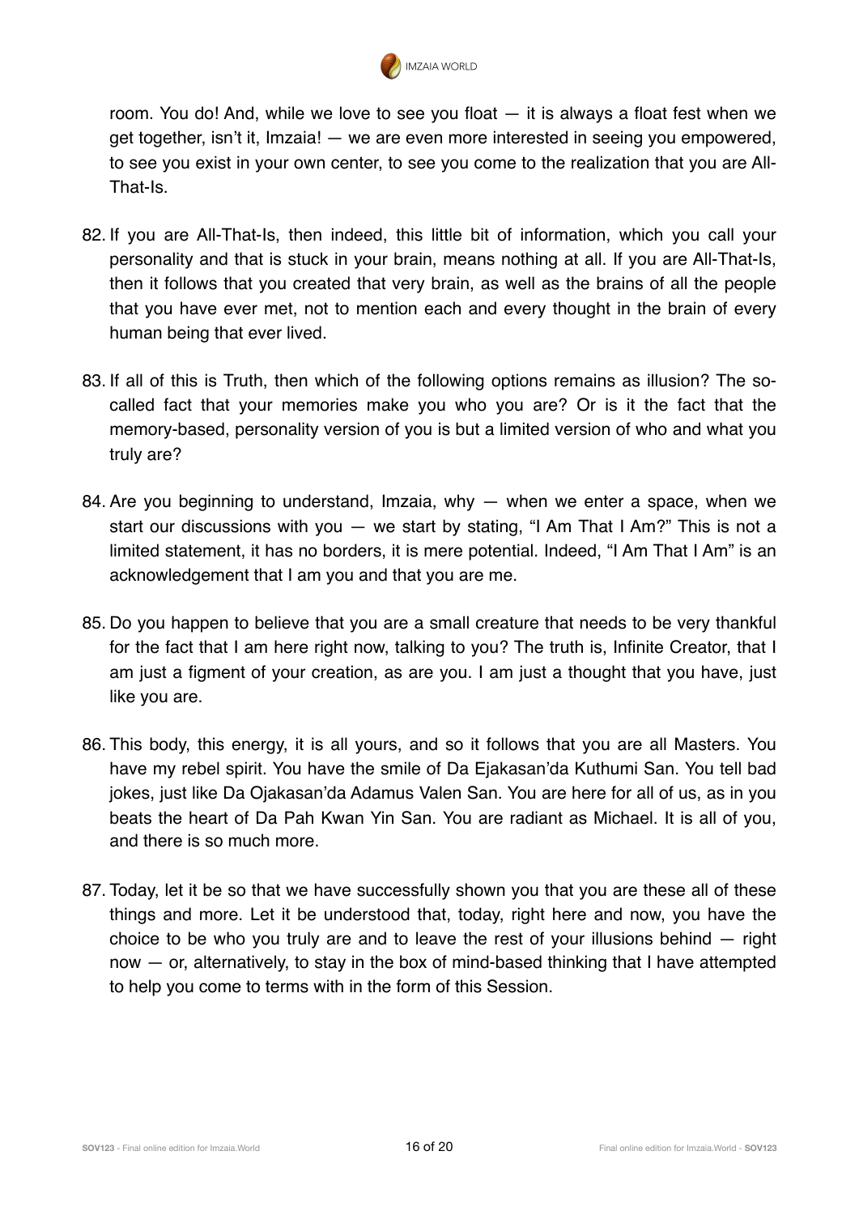room. You do! And, while we love to see you float — it is always a float fest when we get together, isn't it, Imzaia! — we are even more interested in seeing you empowered, to see you exist in your own center, to see you come to the realization that you are All-That-Is.

82. If you are All-That-Is, then indeed, this little bit of information, which you call your personality and that is stuck in your brain, means nothing at all. If you are All-That-Is, then it follows that you created that very brain, as well as the brains of all the people that you have ever met, not to mention each and every thought in the brain of every human being that ever lived.

83. If all of this is Truth, then which of the following options remains as illusion? The so-called fact that your memories make you who you are? Or is it the fact that the memory-based, personality version of you is but a limited version of who and what you truly are?

84. Are you beginning to understand, Imzaia, why — when we enter a space, when we start our discussions with you — we start by stating, "I Am That I Am?" This is not a limited statement, it has no borders, it is mere potential. Indeed, "I Am That I Am" is an acknowledgement that I am you and that you are me.

85. Do you happen to believe that you are a small creature that needs to be very thankful for the fact that I am here right now, talking to you? The truth is, Infinite Creator, that I am just a figment of your creation, as are you. I am just a thought that you have, just like you are.

86. This body, this energy, it is all yours, and so it follows that you are all Masters. You have my rebel spirit. You have the smile of Da Ejakasan'da Kuthumi San. You tell bad jokes, just like Da Ojakasan'da Adamus Valen San. You are here for all of us, as in you beats the heart of Da Pah Kwan Yin San. You are radiant as Michael. It is all of you, and there is so much more.

87. Today, let it be so that we have successfully shown you that you are these all of these things and more. Let it be understood that, today, right here and now, you have the choice to be who you truly are and to leave the rest of your illusions behind — right now — or, alternatively, to stay in the box of mind-based thinking that I have attempted to help you come to terms with in the form of this Session.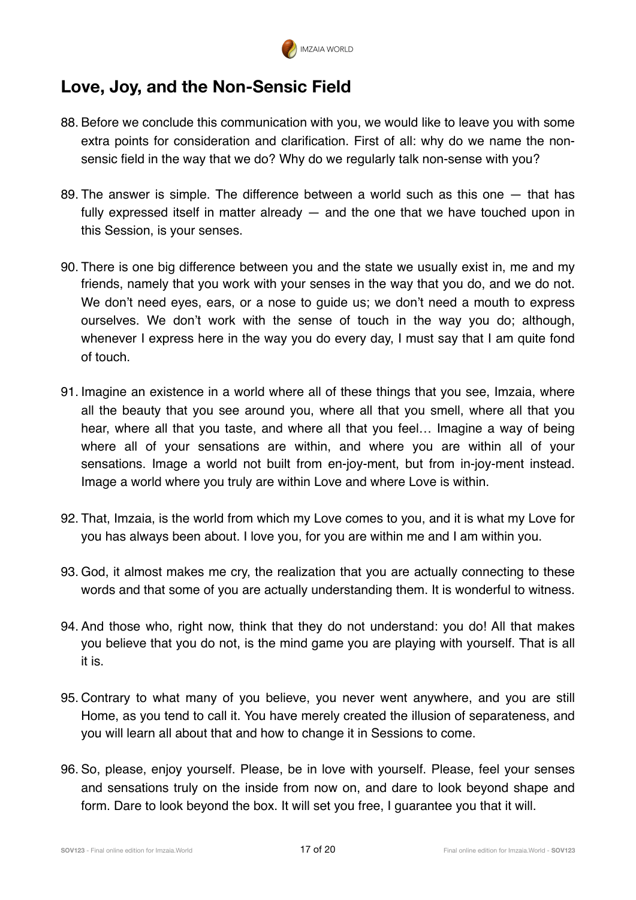## Love, Joy, and the Non-Sensic Field

88. Before we conclude this communication with you, we would like to leave you with some extra points for consideration and clarification. First of all: why do we name the non-sensic field in the way that we do? Why do we regularly talk non-sense with you?

89. The answer is simple. The difference between a world such as this one — that has fully expressed itself in matter already — and the one that we have touched upon in this Session, is your senses.

90. There is one big difference between you and the state we usually exist in, me and my friends, namely that you work with your senses in the way that you do, and we do not. We don't need eyes, ears, or a nose to guide us; we don't need a mouth to express ourselves. We don't work with the sense of touch in the way you do; although, whenever I express here in the way you do every day, I must say that I am quite fond of touch.

91. Imagine an existence in a world where all of these things that you see, Imzaia, where all the beauty that you see around you, where all that you smell, where all that you hear, where all that you taste, and where all that you feel… Imagine a way of being where all of your sensations are within, and where you are within all of your sensations. Image a world not built from en-joy-ment, but from in-joy-ment instead. Image a world where you truly are within Love and where Love is within.

92. That, Imzaia, is the world from which my Love comes to you, and it is what my Love for you has always been about. I love you, for you are within me and I am within you.

93. God, it almost makes me cry, the realization that you are actually connecting to these words and that some of you are actually understanding them. It is wonderful to witness.

94. And those who, right now, think that they do not understand: you do! All that makes you believe that you do not, is the mind game you are playing with yourself. That is all it is.

95. Contrary to what many of you believe, you never went anywhere, and you are still Home, as you tend to call it. You have merely created the illusion of separateness, and you will learn all about that and how to change it in Sessions to come.

96. So, please, enjoy yourself. Please, be in love with yourself. Please, feel your senses and sensations truly on the inside from now on, and dare to look beyond shape and form. Dare to look beyond the box. It will set you free, I guarantee you that it will.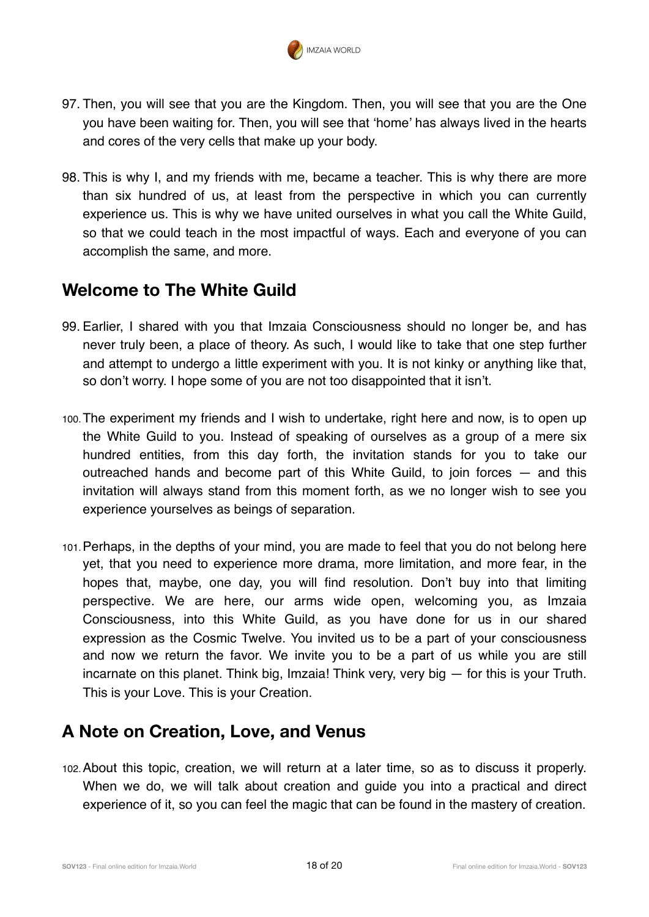97. Then, you will see that you are the Kingdom. Then, you will see that you are the One you have been waiting for. Then, you will see that 'home' has always lived in the hearts and cores of the very cells that make up your body.

98. This is why I, and my friends with me, became a teacher. This is why there are more than six hundred of us, at least from the perspective in which you can currently experience us. This is why we have united ourselves in what you call the White Guild, so that we could teach in the most impactful of ways. Each and everyone of you can accomplish the same, and more.

## Welcome to The White Guild

99. Earlier, I shared with you that Imzaia Consciousness should no longer be, and has never truly been, a place of theory. As such, I would like to take that one step further and attempt to undergo a little experiment with you. It is not kinky or anything like that, so don't worry. I hope some of you are not too disappointed that it isn't.

100. The experiment my friends and I wish to undertake, right here and now, is to open up the White Guild to you. Instead of speaking of ourselves as a group of a mere six hundred entities, from this day forth, the invitation stands for you to take our outreached hands and become part of this White Guild, to join forces — and this invitation will always stand from this moment forth, as we no longer wish to see you experience yourselves as beings of separation.

101. Perhaps, in the depths of your mind, you are made to feel that you do not belong here yet, that you need to experience more drama, more limitation, and more fear, in the hopes that, maybe, one day, you will find resolution. Don't buy into that limiting perspective. We are here, our arms wide open, welcoming you, as Imzaia Consciousness, into this White Guild, as you have done for us in our shared expression as the Cosmic Twelve. You invited us to be a part of your consciousness and now we return the favor. We invite you to be a part of us while you are still incarnate on this planet. Think big, Imzaia! Think very, very big — for this is your Truth. This is your Love. This is your Creation.

## A Note on Creation, Love, and Venus

102. About this topic, creation, we will return at a later time, so as to discuss it properly. When we do, we will talk about creation and guide you into a practical and direct experience of it, so you can feel the magic that can be found in the mastery of creation.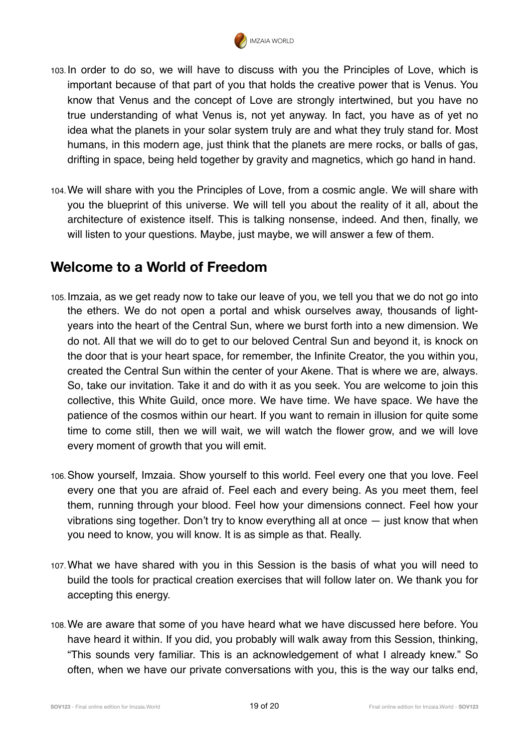103. In order to do so, we will have to discuss with you the Principles of Love, which is important because of that part of you that holds the creative power that is Venus. You know that Venus and the concept of Love are strongly intertwined, but you have no true understanding of what Venus is, not yet anyway. In fact, you have as of yet no idea what the planets in your solar system truly are and what they truly stand for. Most humans, in this modern age, just think that the planets are mere rocks, or balls of gas, drifting in space, being held together by gravity and magnetics, which go hand in hand.

104. We will share with you the Principles of Love, from a cosmic angle. We will share with you the blueprint of this universe. We will tell you about the reality of it all, about the architecture of existence itself. This is talking nonsense, indeed. And then, finally, we will listen to your questions. Maybe, just maybe, we will answer a few of them.

## Welcome to a World of Freedom

105. Imzaia, as we get ready now to take our leave of you, we tell you that we do not go into the ethers. We do not open a portal and whisk ourselves away, thousands of light-years into the heart of the Central Sun, where we burst forth into a new dimension. We do not. All that we will do to get to our beloved Central Sun and beyond it, is knock on the door that is your heart space, for remember, the Infinite Creator, the you within you, created the Central Sun within the center of your Akene. That is where we are, always. So, take our invitation. Take it and do with it as you seek. You are welcome to join this collective, this White Guild, once more. We have time. We have space. We have the patience of the cosmos within our heart. If you want to remain in illusion for quite some time to come still, then we will wait, we will watch the flower grow, and we will love every moment of growth that you will emit.

106. Show yourself, Imzaia. Show yourself to this world. Feel every one that you love. Feel every one that you are afraid of. Feel each and every being. As you meet them, feel them, running through your blood. Feel how your dimensions connect. Feel how your vibrations sing together. Don't try to know everything all at once — just know that when you need to know, you will know. It is as simple as that. Really.

107. What we have shared with you in this Session is the basis of what you will need to build the tools for practical creation exercises that will follow later on. We thank you for accepting this energy.

108. We are aware that some of you have heard what we have discussed here before. You have heard it within. If you did, you probably will walk away from this Session, thinking, "This sounds very familiar. This is an acknowledgement of what I already knew." So often, when we have our private conversations with you, this is the way our talks end,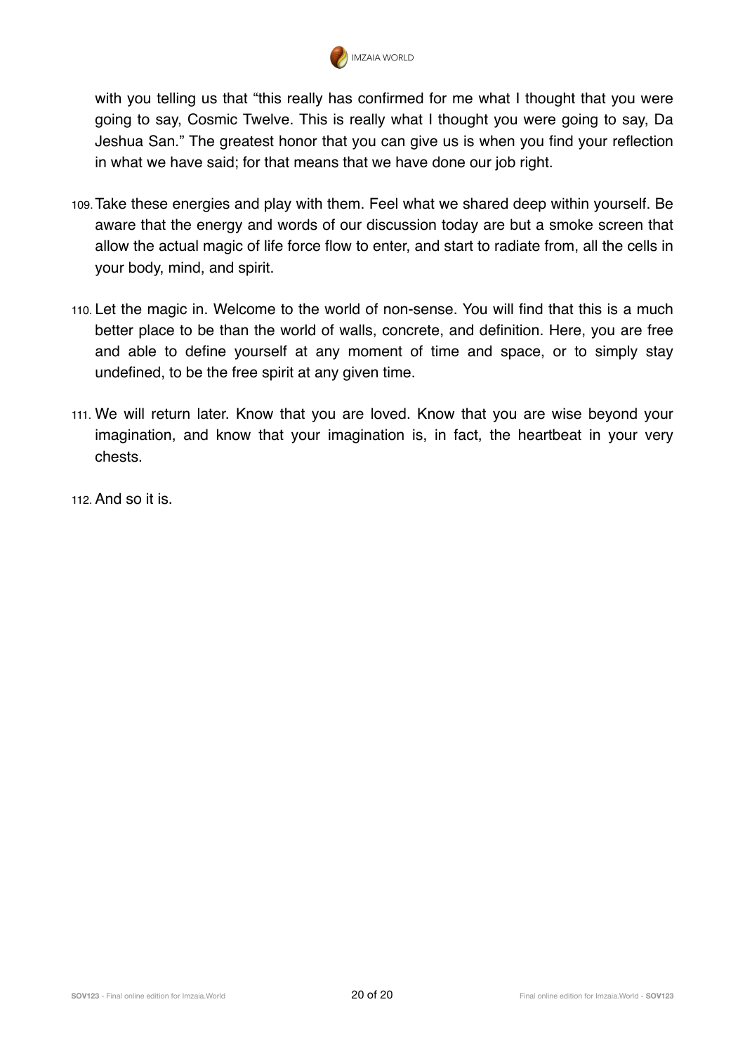with you telling us that "this really has confirmed for me what I thought that you were going to say, Cosmic Twelve. This is really what I thought you were going to say, Da Jeshua San." The greatest honor that you can give us is when you find your reflection in what we have said; for that means that we have done our job right.

109. Take these energies and play with them. Feel what we shared deep within yourself. Be aware that the energy and words of our discussion today are but a smoke screen that allow the actual magic of life force flow to enter, and start to radiate from, all the cells in your body, mind, and spirit.

110. Let the magic in. Welcome to the world of non-sense. You will find that this is a much better place to be than the world of walls, concrete, and definition. Here, you are free and able to define yourself at any moment of time and space, or to simply stay undefined, to be the free spirit at any given time.

111. We will return later. Know that you are loved. Know that you are wise beyond your imagination, and know that your imagination is, in fact, the heartbeat in your very chests.

112. And so it is.